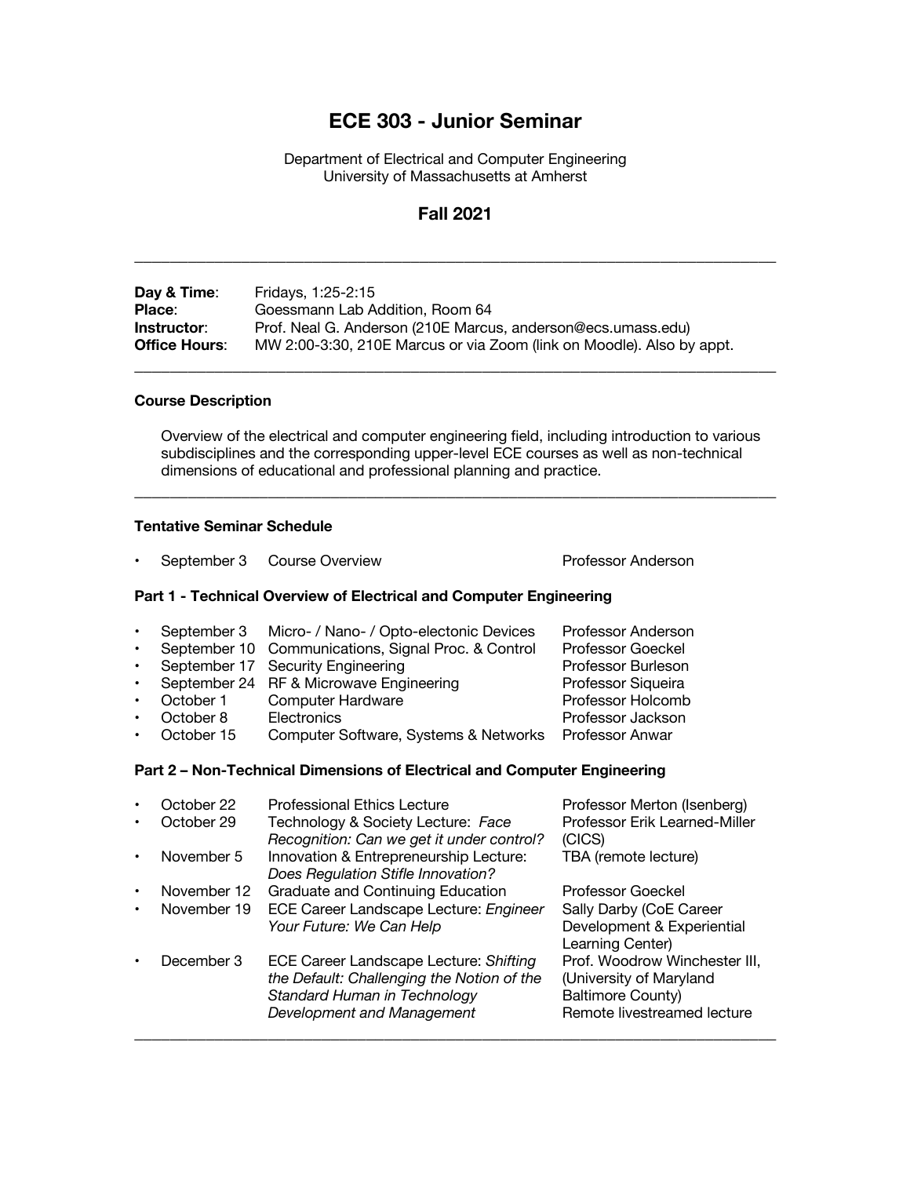# ECE 303 - Junior Seminar

Department of Electrical and Computer Engineering
University of Massachusetts at Amherst

## Fall 2021

---

**Day & Time**: Fridays, 1:25-2:15
**Place**: Goessmann Lab Addition, Room 64
**Instructor**: Prof. Neal G. Anderson (210E Marcus, anderson@ecs.umass.edu)
**Office Hours**: MW 2:00-3:30, 210E Marcus or via Zoom (link on Moodle). Also by appt.

---

### Course Description

Overview of the electrical and computer engineering field, including introduction to various subdisciplines and the corresponding upper-level ECE courses as well as non-technical dimensions of educational and professional planning and practice.

---

### Tentative Seminar Schedule

- September 3 &nbsp; Course Overview &nbsp; Professor Anderson

#### Part 1 - Technical Overview of Electrical and Computer Engineering

- September 3 &nbsp; Micro- / Nano- / Opto-electonic Devices &nbsp; Professor Anderson
- September 10 &nbsp; Communications, Signal Proc. & Control &nbsp; Professor Goeckel
- September 17 &nbsp; Security Engineering &nbsp; Professor Burleson
- September 24 &nbsp; RF & Microwave Engineering &nbsp; Professor Siqueira
- October 1 &nbsp; Computer Hardware &nbsp; Professor Holcomb
- October 8 &nbsp; Electronics &nbsp; Professor Jackson
- October 15 &nbsp; Computer Software, Systems & Networks &nbsp; Professor Anwar

#### Part 2 – Non-Technical Dimensions of Electrical and Computer Engineering

- October 22 &nbsp; Professional Ethics Lecture &nbsp; Professor Merton (Isenberg)
- October 29 &nbsp; Technology & Society Lecture: *Face Recognition: Can we get it under control?* &nbsp; Professor Erik Learned-Miller (CICS)
- November 5 &nbsp; Innovation & Entrepreneurship Lecture: *Does Regulation Stifle Innovation?* &nbsp; TBA (remote lecture)
- November 12 &nbsp; Graduate and Continuing Education &nbsp; Professor Goeckel
- November 19 &nbsp; ECE Career Landscape Lecture: *Engineer Your Future: We Can Help* &nbsp; Sally Darby (CoE Career Development & Experiential Learning Center)
- December 3 &nbsp; ECE Career Landscape Lecture: *Shifting the Default: Challenging the Notion of the Standard Human in Technology Development and Management* &nbsp; Prof. Woodrow Winchester III, (University of Maryland Baltimore County) Remote livestreamed lecture

---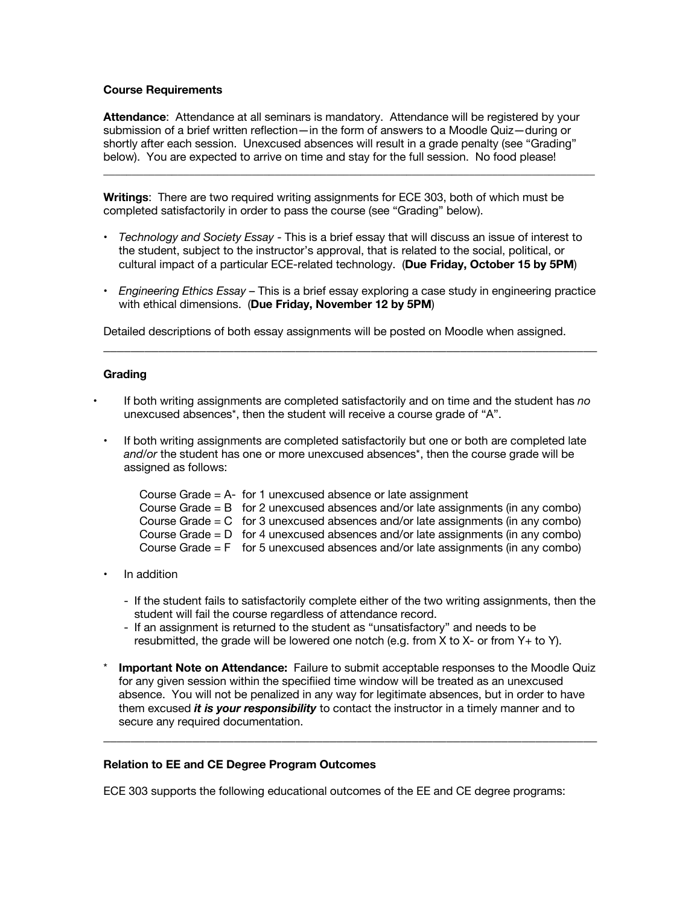**Course Requirements**

**Attendance**: Attendance at all seminars is mandatory. Attendance will be registered by your submission of a brief written reflection—in the form of answers to a Moodle Quiz—during or shortly after each session. Unexcused absences will result in a grade penalty (see "Grading" below). You are expected to arrive on time and stay for the full session. No food please!

---

**Writings**: There are two required writing assignments for ECE 303, both of which must be completed satisfactorily in order to pass the course (see "Grading" below).

- *Technology and Society Essay* - This is a brief essay that will discuss an issue of interest to the student, subject to the instructor's approval, that is related to the social, political, or cultural impact of a particular ECE-related technology. (**Due Friday, October 15 by 5PM**)
- *Engineering Ethics Essay* – This is a brief essay exploring a case study in engineering practice with ethical dimensions. (**Due Friday, November 12 by 5PM**)

Detailed descriptions of both essay assignments will be posted on Moodle when assigned.

---

**Grading**

- If both writing assignments are completed satisfactorily and on time and the student has *no* unexcused absences*, then the student will receive a course grade of "A".
- If both writing assignments are completed satisfactorily but one or both are completed late *and/or* the student has one or more unexcused absences*, then the course grade will be assigned as follows:

  Course Grade = A- for 1 unexcused absence or late assignment
  Course Grade = B for 2 unexcused absences and/or late assignments (in any combo)
  Course Grade = C for 3 unexcused absences and/or late assignments (in any combo)
  Course Grade = D for 4 unexcused absences and/or late assignments (in any combo)
  Course Grade = F for 5 unexcused absences and/or late assignments (in any combo)

- In addition
  - If the student fails to satisfactorily complete either of the two writing assignments, then the student will fail the course regardless of attendance record.
  - If an assignment is returned to the student as "unsatisfactory" and needs to be resubmitted, the grade will be lowered one notch (e.g. from X to X- or from Y+ to Y).

\* **Important Note on Attendance:** Failure to submit acceptable responses to the Moodle Quiz for any given session within the specifiied time window will be treated as an unexcused absence. You will not be penalized in any way for legitimate absences, but in order to have them excused ***it is your responsibility*** to contact the instructor in a timely manner and to secure any required documentation.

---

**Relation to EE and CE Degree Program Outcomes**

ECE 303 supports the following educational outcomes of the EE and CE degree programs: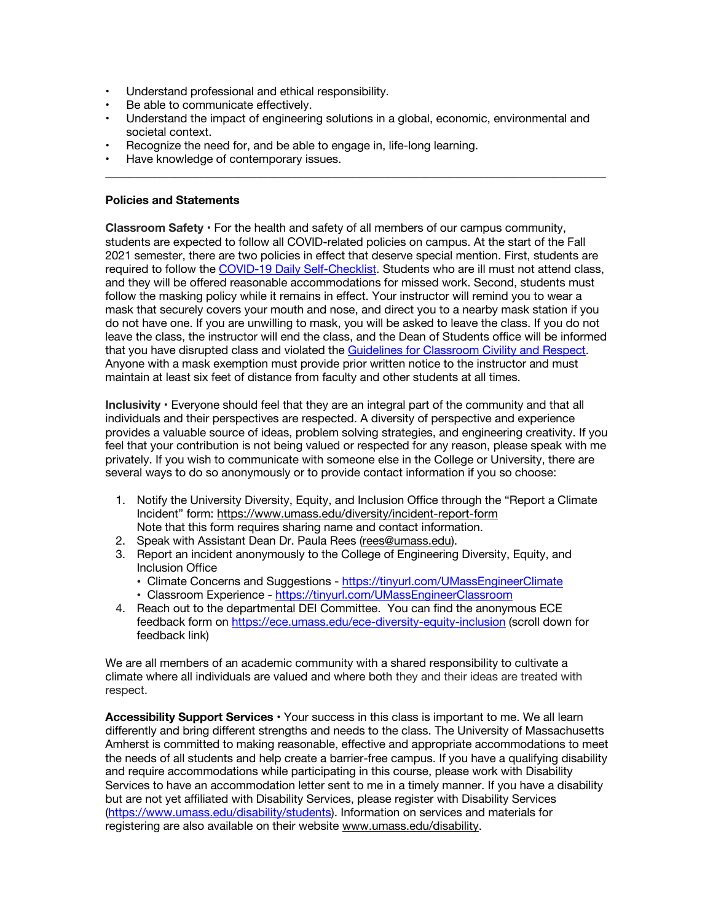- Understand professional and ethical responsibility.
- Be able to communicate effectively.
- Understand the impact of engineering solutions in a global, economic, environmental and societal context.
- Recognize the need for, and be able to engage in, life-long learning.
- Have knowledge of contemporary issues.

---

**Policies and Statements**

**Classroom Safety** • For the health and safety of all members of our campus community, students are expected to follow all COVID-related policies on campus. At the start of the Fall 2021 semester, there are two policies in effect that deserve special mention. First, students are required to follow the COVID-19 Daily Self-Checklist. Students who are ill must not attend class, and they will be offered reasonable accommodations for missed work. Second, students must follow the masking policy while it remains in effect. Your instructor will remind you to wear a mask that securely covers your mouth and nose, and direct you to a nearby mask station if you do not have one. If you are unwilling to mask, you will be asked to leave the class. If you do not leave the class, the instructor will end the class, and the Dean of Students office will be informed that you have disrupted class and violated the Guidelines for Classroom Civility and Respect. Anyone with a mask exemption must provide prior written notice to the instructor and must maintain at least six feet of distance from faculty and other students at all times.

**Inclusivity** • Everyone should feel that they are an integral part of the community and that all individuals and their perspectives are respected. A diversity of perspective and experience provides a valuable source of ideas, problem solving strategies, and engineering creativity. If you feel that your contribution is not being valued or respected for any reason, please speak with me privately. If you wish to communicate with someone else in the College or University, there are several ways to do so anonymously or to provide contact information if you so choose:

1. Notify the University Diversity, Equity, and Inclusion Office through the "Report a Climate Incident" form: https://www.umass.edu/diversity/incident-report-form
   Note that this form requires sharing name and contact information.
2. Speak with Assistant Dean Dr. Paula Rees (rees@umass.edu).
3. Report an incident anonymously to the College of Engineering Diversity, Equity, and Inclusion Office
   - Climate Concerns and Suggestions - https://tinyurl.com/UMassEngineerClimate
   - Classroom Experience - https://tinyurl.com/UMassEngineerClassroom
4. Reach out to the departmental DEI Committee. You can find the anonymous ECE feedback form on https://ece.umass.edu/ece-diversity-equity-inclusion (scroll down for feedback link)

We are all members of an academic community with a shared responsibility to cultivate a climate where all individuals are valued and where both they and their ideas are treated with respect.

**Accessibility Support Services** • Your success in this class is important to me. We all learn differently and bring different strengths and needs to the class. The University of Massachusetts Amherst is committed to making reasonable, effective and appropriate accommodations to meet the needs of all students and help create a barrier-free campus. If you have a qualifying disability and require accommodations while participating in this course, please work with Disability Services to have an accommodation letter sent to me in a timely manner. If you have a disability but are not yet affiliated with Disability Services, please register with Disability Services (https://www.umass.edu/disability/students). Information on services and materials for registering are also available on their website www.umass.edu/disability.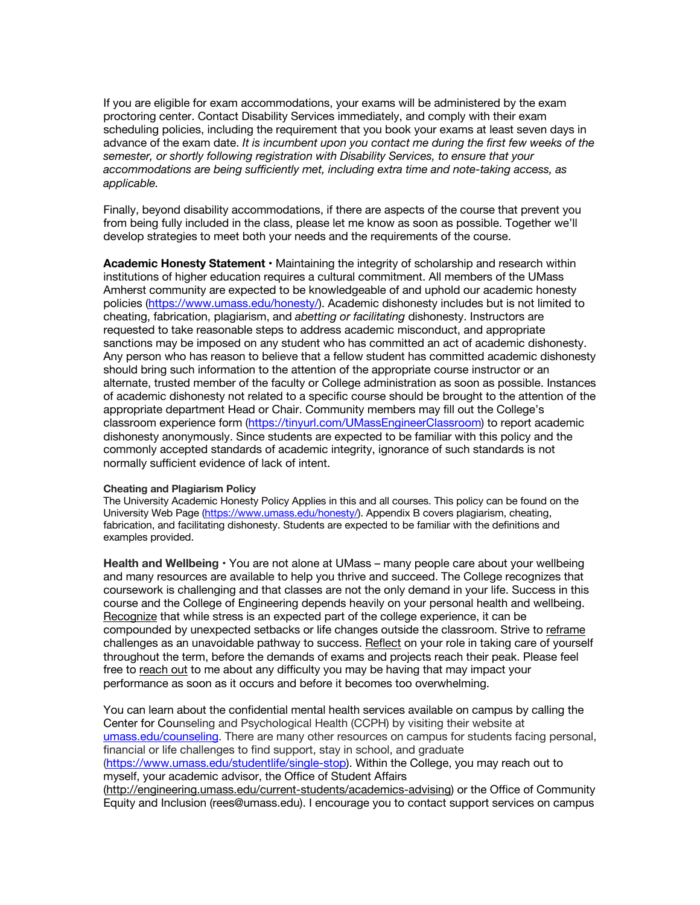If you are eligible for exam accommodations, your exams will be administered by the exam proctoring center. Contact Disability Services immediately, and comply with their exam scheduling policies, including the requirement that you book your exams at least seven days in advance of the exam date. *It is incumbent upon you contact me during the first few weeks of the semester, or shortly following registration with Disability Services, to ensure that your accommodations are being sufficiently met, including extra time and note-taking access, as applicable.*

Finally, beyond disability accommodations, if there are aspects of the course that prevent you from being fully included in the class, please let me know as soon as possible. Together we'll develop strategies to meet both your needs and the requirements of the course.

**Academic Honesty Statement** • Maintaining the integrity of scholarship and research within institutions of higher education requires a cultural commitment. All members of the UMass Amherst community are expected to be knowledgeable of and uphold our academic honesty policies (https://www.umass.edu/honesty/). Academic dishonesty includes but is not limited to cheating, fabrication, plagiarism, and *abetting or facilitating* dishonesty. Instructors are requested to take reasonable steps to address academic misconduct, and appropriate sanctions may be imposed on any student who has committed an act of academic dishonesty. Any person who has reason to believe that a fellow student has committed academic dishonesty should bring such information to the attention of the appropriate course instructor or an alternate, trusted member of the faculty or College administration as soon as possible. Instances of academic dishonesty not related to a specific course should be brought to the attention of the appropriate department Head or Chair. Community members may fill out the College's classroom experience form (https://tinyurl.com/UMassEngineerClassroom) to report academic dishonesty anonymously. Since students are expected to be familiar with this policy and the commonly accepted standards of academic integrity, ignorance of such standards is not normally sufficient evidence of lack of intent.

**Cheating and Plagiarism Policy**

The University Academic Honesty Policy Applies in this and all courses. This policy can be found on the University Web Page (https://www.umass.edu/honesty/). Appendix B covers plagiarism, cheating, fabrication, and facilitating dishonesty. Students are expected to be familiar with the definitions and examples provided.

**Health and Wellbeing** • You are not alone at UMass – many people care about your wellbeing and many resources are available to help you thrive and succeed. The College recognizes that coursework is challenging and that classes are not the only demand in your life. Success in this course and the College of Engineering depends heavily on your personal health and wellbeing. Recognize that while stress is an expected part of the college experience, it can be compounded by unexpected setbacks or life changes outside the classroom. Strive to reframe challenges as an unavoidable pathway to success. Reflect on your role in taking care of yourself throughout the term, before the demands of exams and projects reach their peak. Please feel free to reach out to me about any difficulty you may be having that may impact your performance as soon as it occurs and before it becomes too overwhelming.

You can learn about the confidential mental health services available on campus by calling the Center for Counseling and Psychological Health (CCPH) by visiting their website at umass.edu/counseling. There are many other resources on campus for students facing personal, financial or life challenges to find support, stay in school, and graduate (https://www.umass.edu/studentlife/single-stop). Within the College, you may reach out to myself, your academic advisor, the Office of Student Affairs (http://engineering.umass.edu/current-students/academics-advising) or the Office of Community Equity and Inclusion (rees@umass.edu). I encourage you to contact support services on campus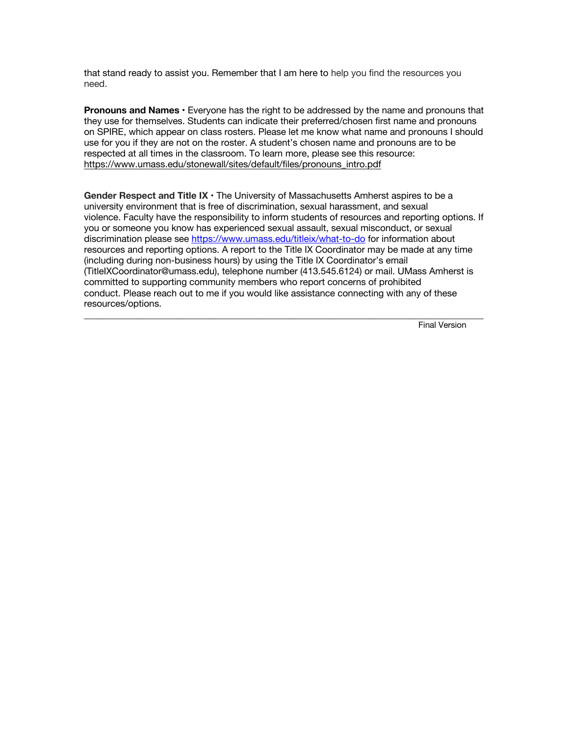that stand ready to assist you. Remember that I am here to help you find the resources you need.

**Pronouns and Names** • Everyone has the right to be addressed by the name and pronouns that they use for themselves. Students can indicate their preferred/chosen first name and pronouns on SPIRE, which appear on class rosters. Please let me know what name and pronouns I should use for you if they are not on the roster. A student's chosen name and pronouns are to be respected at all times in the classroom. To learn more, please see this resource: https://www.umass.edu/stonewall/sites/default/files/pronouns_intro.pdf

**Gender Respect and Title IX** • The University of Massachusetts Amherst aspires to be a university environment that is free of discrimination, sexual harassment, and sexual violence. Faculty have the responsibility to inform students of resources and reporting options. If you or someone you know has experienced sexual assault, sexual misconduct, or sexual discrimination please see https://www.umass.edu/titleix/what-to-do for information about resources and reporting options. A report to the Title IX Coordinator may be made at any time (including during non-business hours) by using the Title IX Coordinator's email (TitleIXCoordinator@umass.edu), telephone number (413.545.6124) or mail. UMass Amherst is committed to supporting community members who report concerns of prohibited conduct. Please reach out to me if you would like assistance connecting with any of these resources/options.

---

Final Version